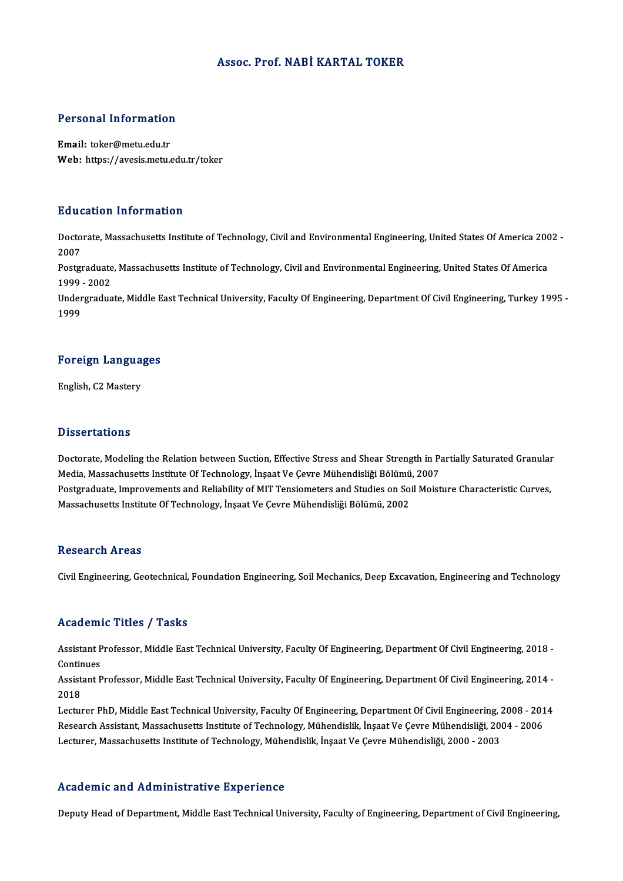# Assoc. Prof. NABİ KARTAL TOKER

## Personal Information

**Email:** toker@metu.edu.tr
**Web:** https://avesis.metu.edu.tr/toker

## Education Information

Doctorate, Massachusetts Institute of Technology, Civil and Environmental Engineering, United States Of America 2002 - 2007

Postgraduate, Massachusetts Institute of Technology, Civil and Environmental Engineering, United States Of America 1999 - 2002

Undergraduate, Middle East Technical University, Faculty Of Engineering, Department Of Civil Engineering, Turkey 1995 - 1999

## Foreign Languages

English, C2 Mastery

## Dissertations

Doctorate, Modeling the Relation between Suction, Effective Stress and Shear Strength in Partially Saturated Granular Media, Massachusetts Institute Of Technology, İnşaat Ve Çevre Mühendisliği Bölümü, 2007

Postgraduate, Improvements and Reliability of MIT Tensiometers and Studies on Soil Moisture Characteristic Curves, Massachusetts Institute Of Technology, İnşaat Ve Çevre Mühendisliği Bölümü, 2002

## Research Areas

Civil Engineering, Geotechnical, Foundation Engineering, Soil Mechanics, Deep Excavation, Engineering and Technology

## Academic Titles / Tasks

Assistant Professor, Middle East Technical University, Faculty Of Engineering, Department Of Civil Engineering, 2018 - Continues

Assistant Professor, Middle East Technical University, Faculty Of Engineering, Department Of Civil Engineering, 2014 - 2018

Lecturer PhD, Middle East Technical University, Faculty Of Engineering, Department Of Civil Engineering, 2008 - 2014

Research Assistant, Massachusetts Institute of Technology, Mühendislik, İnşaat Ve Çevre Mühendisliği, 2004 - 2006

Lecturer, Massachusetts Institute of Technology, Mühendislik, İnşaat Ve Çevre Mühendisliği, 2000 - 2003

## Academic and Administrative Experience

Deputy Head of Department, Middle East Technical University, Faculty of Engineering, Department of Civil Engineering,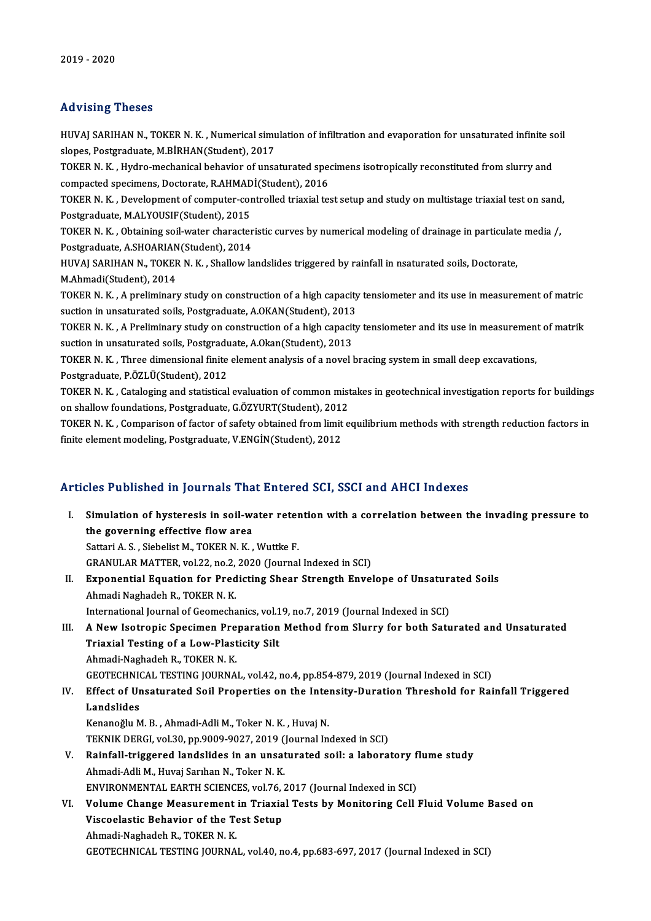2019 - 2020

## Advising Theses

HUVAJ SARIHAN N., TOKER N. K. , Numerical simulation of infiltration and evaporation for unsaturated infinite soil slopes, Postgraduate, M.BİRHAN(Student), 2017

TOKER N. K. , Hydro-mechanical behavior of unsaturated specimens isotropically reconstituted from slurry and compacted specimens, Doctorate, R.AHMADİ(Student), 2016

TOKER N. K. , Development of computer-controlled triaxial test setup and study on multistage triaxial test on sand, Postgraduate, M.ALYOUSIF(Student), 2015

TOKER N. K. , Obtaining soil-water characteristic curves by numerical modeling of drainage in particulate media /, Postgraduate, A.SHOARIAN(Student), 2014

HUVAJ SARIHAN N., TOKER N. K. , Shallow landslides triggered by rainfall in nsaturated soils, Doctorate, M.Ahmadi(Student), 2014

TOKER N. K. , A preliminary study on construction of a high capacity tensiometer and its use in measurement of matric suction in unsaturated soils, Postgraduate, A.OKAN(Student), 2013

TOKER N. K. , A Preliminary study on construction of a high capacity tensiometer and its use in measurement of matrik suction in unsaturated soils, Postgraduate, A.Okan(Student), 2013

TOKER N. K. , Three dimensional finite element analysis of a novel bracing system in small deep excavations, Postgraduate, P.ÖZLÜ(Student), 2012

TOKER N. K. , Cataloging and statistical evaluation of common mistakes in geotechnical investigation reports for buildings on shallow foundations, Postgraduate, G.ÖZYURT(Student), 2012

TOKER N. K. , Comparison of factor of safety obtained from limit equilibrium methods with strength reduction factors in finite element modeling, Postgraduate, V.ENGİN(Student), 2012

## Articles Published in Journals That Entered SCI, SSCI and AHCI Indexes

I. **Simulation of hysteresis in soil-water retention with a correlation between the invading pressure to the governing effective flow area**
   Sattari A. S. , Siebelist M., TOKER N. K. , Wuttke F.
   GRANULAR MATTER, vol.22, no.2, 2020 (Journal Indexed in SCI)

II. **Exponential Equation for Predicting Shear Strength Envelope of Unsaturated Soils**
   Ahmadi Naghadeh R., TOKER N. K.
   International Journal of Geomechanics, vol.19, no.7, 2019 (Journal Indexed in SCI)

III. **A New Isotropic Specimen Preparation Method from Slurry for both Saturated and Unsaturated Triaxial Testing of a Low-Plasticity Silt**
   Ahmadi-Naghadeh R., TOKER N. K.
   GEOTECHNICAL TESTING JOURNAL, vol.42, no.4, pp.854-879, 2019 (Journal Indexed in SCI)

IV. **Effect of Unsaturated Soil Properties on the Intensity-Duration Threshold for Rainfall Triggered Landslides**
   Kenanoğlu M. B. , Ahmadi-Adli M., Toker N. K. , Huvaj N.
   TEKNIK DERGI, vol.30, pp.9009-9027, 2019 (Journal Indexed in SCI)

V. **Rainfall-triggered landslides in an unsaturated soil: a laboratory flume study**
   Ahmadi-Adli M., Huvaj Sarıhan N., Toker N. K.
   ENVIRONMENTAL EARTH SCIENCES, vol.76, 2017 (Journal Indexed in SCI)

VI. **Volume Change Measurement in Triaxial Tests by Monitoring Cell Fluid Volume Based on Viscoelastic Behavior of the Test Setup**
   Ahmadi-Naghadeh R., TOKER N. K.
   GEOTECHNICAL TESTING JOURNAL, vol.40, no.4, pp.683-697, 2017 (Journal Indexed in SCI)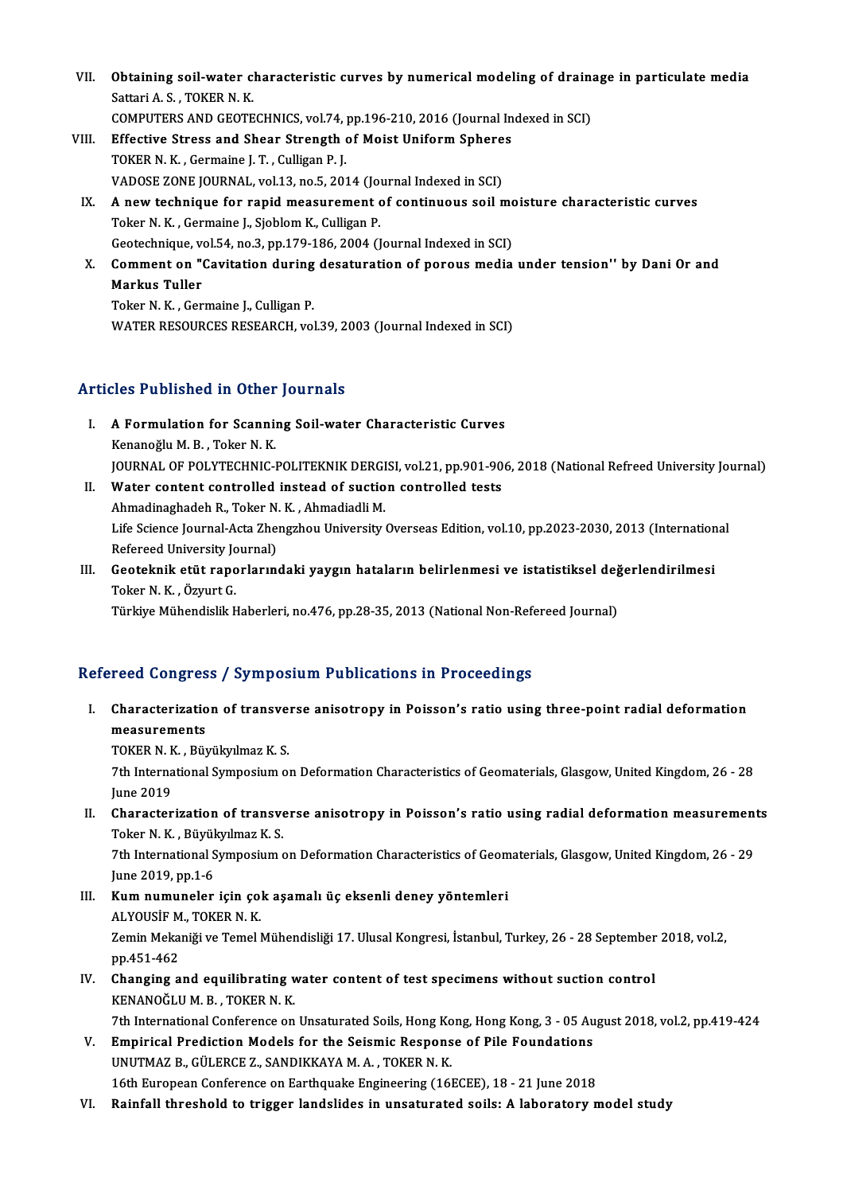VII. **Obtaining soil-water characteristic curves by numerical modeling of drainage in particulate media**
Sattari A. S. , TOKER N. K.
COMPUTERS AND GEOTECHNICS, vol.74, pp.196-210, 2016 (Journal Indexed in SCI)

VIII. **Effective Stress and Shear Strength of Moist Uniform Spheres**
TOKER N. K. , Germaine J. T. , Culligan P. J.
VADOSE ZONE JOURNAL, vol.13, no.5, 2014 (Journal Indexed in SCI)

IX. **A new technique for rapid measurement of continuous soil moisture characteristic curves**
Toker N. K. , Germaine J., Sjoblom K., Culligan P.
Geotechnique, vol.54, no.3, pp.179-186, 2004 (Journal Indexed in SCI)

X. **Comment on "Cavitation during desaturation of porous media under tension'' by Dani Or and Markus Tuller**
Toker N. K. , Germaine J., Culligan P.
WATER RESOURCES RESEARCH, vol.39, 2003 (Journal Indexed in SCI)

## Articles Published in Other Journals

I. **A Formulation for Scanning Soil-water Characteristic Curves**
Kenanoğlu M. B. , Toker N. K.
JOURNAL OF POLYTECHNIC-POLITEKNIK DERGISI, vol.21, pp.901-906, 2018 (National Refreed University Journal)

II. **Water content controlled instead of suction controlled tests**
Ahmadinaghadeh R., Toker N. K. , Ahmadiadli M.
Life Science Journal-Acta Zhengzhou University Overseas Edition, vol.10, pp.2023-2030, 2013 (International Refereed University Journal)

III. **Geoteknik etüt raporlarındaki yaygın hataların belirlenmesi ve istatistiksel değerlendirilmesi**
Toker N. K. , Özyurt G.
Türkiye Mühendislik Haberleri, no.476, pp.28-35, 2013 (National Non-Refereed Journal)

## Refereed Congress / Symposium Publications in Proceedings

I. **Characterization of transverse anisotropy in Poisson's ratio using three-point radial deformation measurements**
TOKER N. K. , Büyükyılmaz K. S.
7th International Symposium on Deformation Characteristics of Geomaterials, Glasgow, United Kingdom, 26 - 28 June 2019

II. **Characterization of transverse anisotropy in Poisson's ratio using radial deformation measurements**
Toker N. K. , Büyükyılmaz K. S.
7th International Symposium on Deformation Characteristics of Geomaterials, Glasgow, United Kingdom, 26 - 29 June 2019, pp.1-6

III. **Kum numuneler için çok aşamalı üç eksenli deney yöntemleri**
ALYOUSİF M., TOKER N. K.
Zemin Mekaniği ve Temel Mühendisliği 17. Ulusal Kongresi, İstanbul, Turkey, 26 - 28 September 2018, vol.2, pp.451-462

IV. **Changing and equilibrating water content of test specimens without suction control**
KENANOĞLU M. B. , TOKER N. K.
7th International Conference on Unsaturated Soils, Hong Kong, Hong Kong, 3 - 05 August 2018, vol.2, pp.419-424

V. **Empirical Prediction Models for the Seismic Response of Pile Foundations**
UNUTMAZ B., GÜLERCE Z., SANDIKKAYA M. A. , TOKER N. K.
16th European Conference on Earthquake Engineering (16ECEE), 18 - 21 June 2018

VI. **Rainfall threshold to trigger landslides in unsaturated soils: A laboratory model study**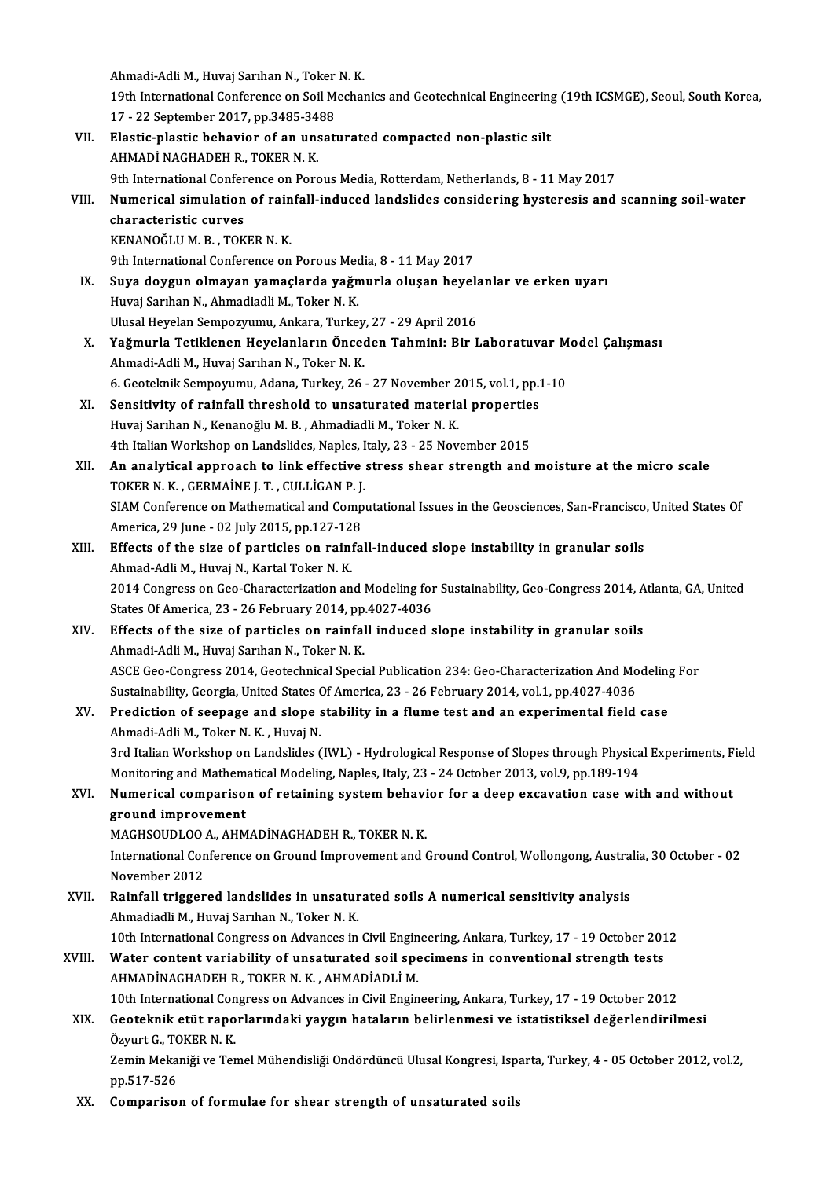Ahmadi-Adli M., Huvaj Sarıhan N., Toker N. K.
19th International Conference on Soil Mechanics and Geotechnical Engineering (19th ICSMGE), Seoul, South Korea, 17 - 22 September 2017, pp.3485-3488

VII. **Elastic-plastic behavior of an unsaturated compacted non-plastic silt**
AHMADİ NAGHADEH R., TOKER N. K.
9th International Conference on Porous Media, Rotterdam, Netherlands, 8 - 11 May 2017

VIII. **Numerical simulation of rainfall-induced landslides considering hysteresis and scanning soil-water characteristic curves**
KENANOĞLU M. B. , TOKER N. K.
9th International Conference on Porous Media, 8 - 11 May 2017

IX. **Suya doygun olmayan yamaçlarda yağmurla oluşan heyelanlar ve erken uyarı**
Huvaj Sarıhan N., Ahmadiadli M., Toker N. K.
Ulusal Heyelan Sempozyumu, Ankara, Turkey, 27 - 29 April 2016

X. **Yağmurla Tetiklenen Heyelanların Önceden Tahmini: Bir Laboratuvar Model Çalışması**
Ahmadi-Adli M., Huvaj Sarıhan N., Toker N. K.
6. Geoteknik Sempoyumu, Adana, Turkey, 26 - 27 November 2015, vol.1, pp.1-10

XI. **Sensitivity of rainfall threshold to unsaturated material properties**
Huvaj Sarıhan N., Kenanoğlu M. B. , Ahmadiadli M., Toker N. K.
4th Italian Workshop on Landslides, Naples, Italy, 23 - 25 November 2015

XII. **An analytical approach to link effective stress shear strength and moisture at the micro scale**
TOKER N. K. , GERMAİNE J. T. , CULLİGAN P. J.
SIAM Conference on Mathematical and Computational Issues in the Geosciences, San-Francisco, United States Of America, 29 June - 02 July 2015, pp.127-128

XIII. **Effects of the size of particles on rainfall-induced slope instability in granular soils**
Ahmad-Adli M., Huvaj N., Kartal Toker N. K.
2014 Congress on Geo-Characterization and Modeling for Sustainability, Geo-Congress 2014, Atlanta, GA, United States Of America, 23 - 26 February 2014, pp.4027-4036

XIV. **Effects of the size of particles on rainfall induced slope instability in granular soils**
Ahmadi-Adli M., Huvaj Sarıhan N., Toker N. K.
ASCE Geo-Congress 2014, Geotechnical Special Publication 234: Geo-Characterization And Modeling For Sustainability, Georgia, United States Of America, 23 - 26 February 2014, vol.1, pp.4027-4036

XV. **Prediction of seepage and slope stability in a flume test and an experimental field case**
Ahmadi-Adli M., Toker N. K. , Huvaj N.
3rd Italian Workshop on Landslides (IWL) - Hydrological Response of Slopes through Physical Experiments, Field Monitoring and Mathematical Modeling, Naples, Italy, 23 - 24 October 2013, vol.9, pp.189-194

XVI. **Numerical comparison of retaining system behavior for a deep excavation case with and without ground improvement**
MAGHSOUDLOO A., AHMADİNAGHADEH R., TOKER N. K.
International Conference on Ground Improvement and Ground Control, Wollongong, Australia, 30 October - 02 November 2012

XVII. **Rainfall triggered landslides in unsaturated soils A numerical sensitivity analysis**
Ahmadiadli M., Huvaj Sarıhan N., Toker N. K.
10th International Congress on Advances in Civil Engineering, Ankara, Turkey, 17 - 19 October 2012

XVIII. **Water content variability of unsaturated soil specimens in conventional strength tests**
AHMADİNAGHADEH R., TOKER N. K. , AHMADİADLİ M.
10th International Congress on Advances in Civil Engineering, Ankara, Turkey, 17 - 19 October 2012

XIX. **Geoteknik etüt raporlarındaki yaygın hataların belirlenmesi ve istatistiksel değerlendirilmesi**
Özyurt G., TOKER N. K.
Zemin Mekaniği ve Temel Mühendisliği Ondördüncü Ulusal Kongresi, Isparta, Turkey, 4 - 05 October 2012, vol.2, pp.517-526

XX. **Comparison of formulae for shear strength of unsaturated soils**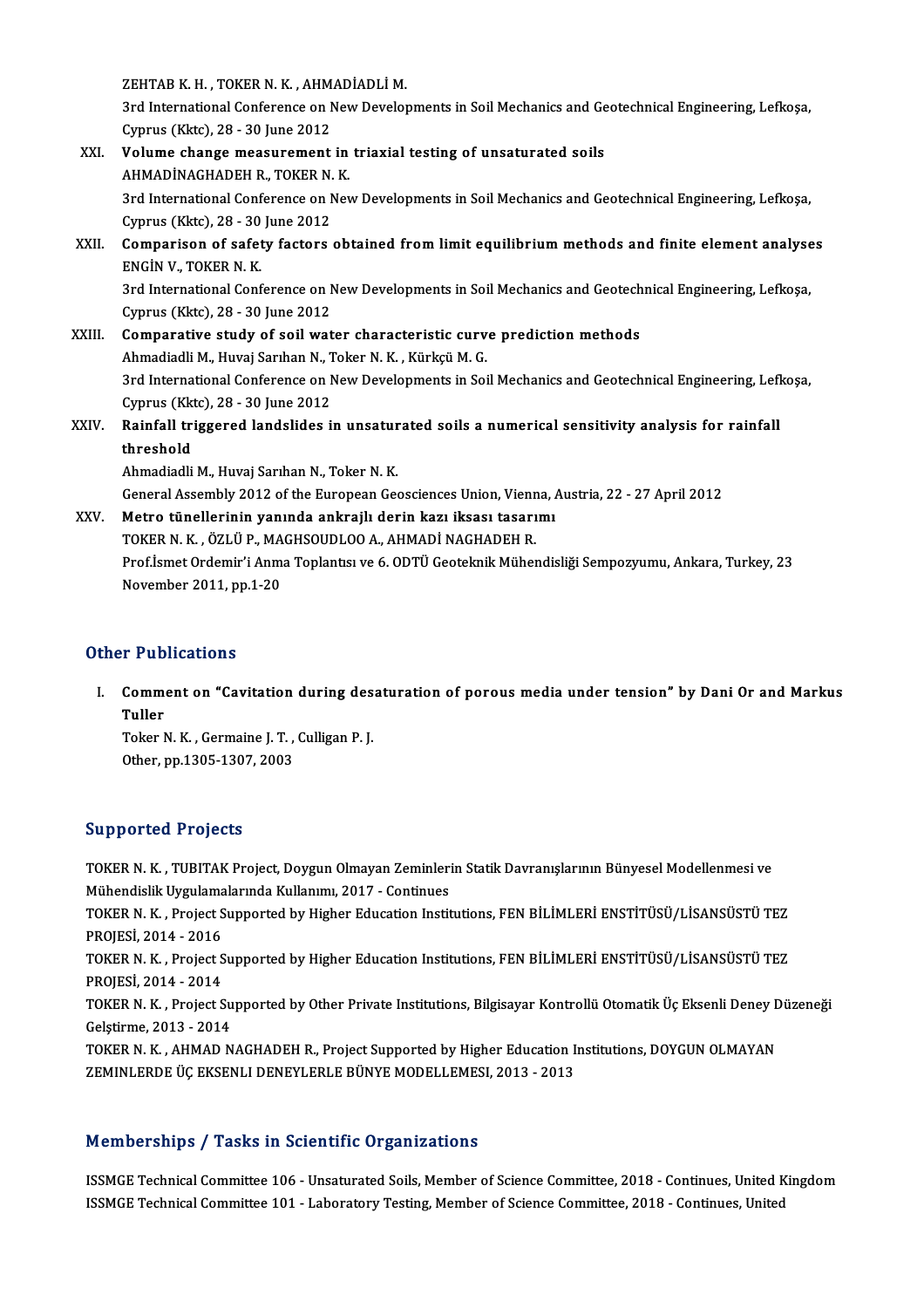ZEHTAB K. H. , TOKER N. K. , AHMADİADLİ M.
3rd International Conference on New Developments in Soil Mechanics and Geotechnical Engineering, Lefkoşa, Cyprus (Kktc), 28 - 30 June 2012

XXI. **Volume change measurement in triaxial testing of unsaturated soils**
AHMADİNAGHADEH R., TOKER N. K.
3rd International Conference on New Developments in Soil Mechanics and Geotechnical Engineering, Lefkoşa, Cyprus (Kktc), 28 - 30 June 2012

XXII. **Comparison of safety factors obtained from limit equilibrium methods and finite element analyses**
ENGİN V., TOKER N. K.
3rd International Conference on New Developments in Soil Mechanics and Geotechnical Engineering, Lefkoşa, Cyprus (Kktc), 28 - 30 June 2012

XXIII. **Comparative study of soil water characteristic curve prediction methods**
Ahmadiadli M., Huvaj Sarıhan N., Toker N. K. , Kürkçü M. G.
3rd International Conference on New Developments in Soil Mechanics and Geotechnical Engineering, Lefkoşa, Cyprus (Kktc), 28 - 30 June 2012

XXIV. **Rainfall triggered landslides in unsaturated soils a numerical sensitivity analysis for rainfall threshold**
Ahmadiadli M., Huvaj Sarıhan N., Toker N. K.
General Assembly 2012 of the European Geosciences Union, Vienna, Austria, 22 - 27 April 2012

XXV. **Metro tünellerinin yanında ankrajlı derin kazı iksası tasarımı**
TOKER N. K. , ÖZLÜ P., MAGHSOUDLOO A., AHMADİ NAGHADEH R.
Prof.İsmet Ordemir'i Anma Toplantısı ve 6. ODTÜ Geoteknik Mühendisliği Sempozyumu, Ankara, Turkey, 23 November 2011, pp.1-20

## Other Publications

I. **Comment on "Cavitation during desaturation of porous media under tension" by Dani Or and Markus Tuller**
Toker N. K. , Germaine J. T. , Culligan P. J.
Other, pp.1305-1307, 2003

## Supported Projects

TOKER N. K. , TUBITAK Project, Doygun Olmayan Zeminlerin Statik Davranışlarının Bünyesel Modellenmesi ve Mühendislik Uygulamalarında Kullanımı, 2017 - Continues

TOKER N. K. , Project Supported by Higher Education Institutions, FEN BİLİMLERİ ENSTİTÜSÜ/LİSANSÜSTÜ TEZ PROJESİ, 2014 - 2016

TOKER N. K. , Project Supported by Higher Education Institutions, FEN BİLİMLERİ ENSTİTÜSÜ/LİSANSÜSTÜ TEZ PROJESİ, 2014 - 2014

TOKER N. K. , Project Supported by Other Private Institutions, Bilgisayar Kontrollü Otomatik Üç Eksenli Deney Düzeneği Gelştirme, 2013 - 2014

TOKER N. K. , AHMAD NAGHADEH R., Project Supported by Higher Education Institutions, DOYGUN OLMAYAN ZEMINLERDE ÜÇ EKSENLI DENEYLERLE BÜNYE MODELLEMESI, 2013 - 2013

## Memberships / Tasks in Scientific Organizations

ISSMGE Technical Committee 106 - Unsaturated Soils, Member of Science Committee, 2018 - Continues, United Kingdom

ISSMGE Technical Committee 101 - Laboratory Testing, Member of Science Committee, 2018 - Continues, United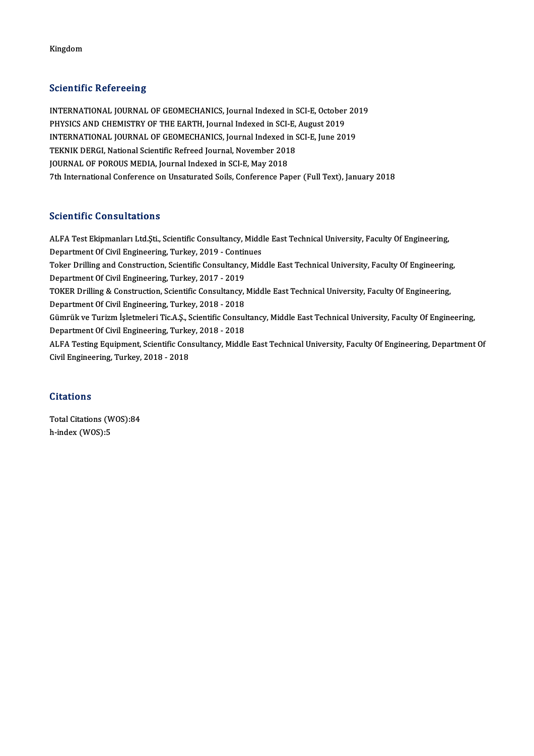Kingdom

## Scientific Refereeing

INTERNATIONAL JOURNAL OF GEOMECHANICS, Journal Indexed in SCI-E, October 2019
PHYSICS AND CHEMISTRY OF THE EARTH, Journal Indexed in SCI-E, August 2019
INTERNATIONAL JOURNAL OF GEOMECHANICS, Journal Indexed in SCI-E, June 2019
TEKNIK DERGI, National Scientific Refreed Journal, November 2018
JOURNAL OF POROUS MEDIA, Journal Indexed in SCI-E, May 2018
7th International Conference on Unsaturated Soils, Conference Paper (Full Text), January 2018

## Scientific Consultations

ALFA Test Ekipmanları Ltd.Şti., Scientific Consultancy, Middle East Technical University, Faculty Of Engineering, Department Of Civil Engineering, Turkey, 2019 - Continues
Toker Drilling and Construction, Scientific Consultancy, Middle East Technical University, Faculty Of Engineering, Department Of Civil Engineering, Turkey, 2017 - 2019
TOKER Drilling & Construction, Scientific Consultancy, Middle East Technical University, Faculty Of Engineering, Department Of Civil Engineering, Turkey, 2018 - 2018
Gümrük ve Turizm İşletmeleri Tic.A.Ş., Scientific Consultancy, Middle East Technical University, Faculty Of Engineering, Department Of Civil Engineering, Turkey, 2018 - 2018
ALFA Testing Equipment, Scientific Consultancy, Middle East Technical University, Faculty Of Engineering, Department Of Civil Engineering, Turkey, 2018 - 2018

## Citations

Total Citations (WOS):84
h-index (WOS):5